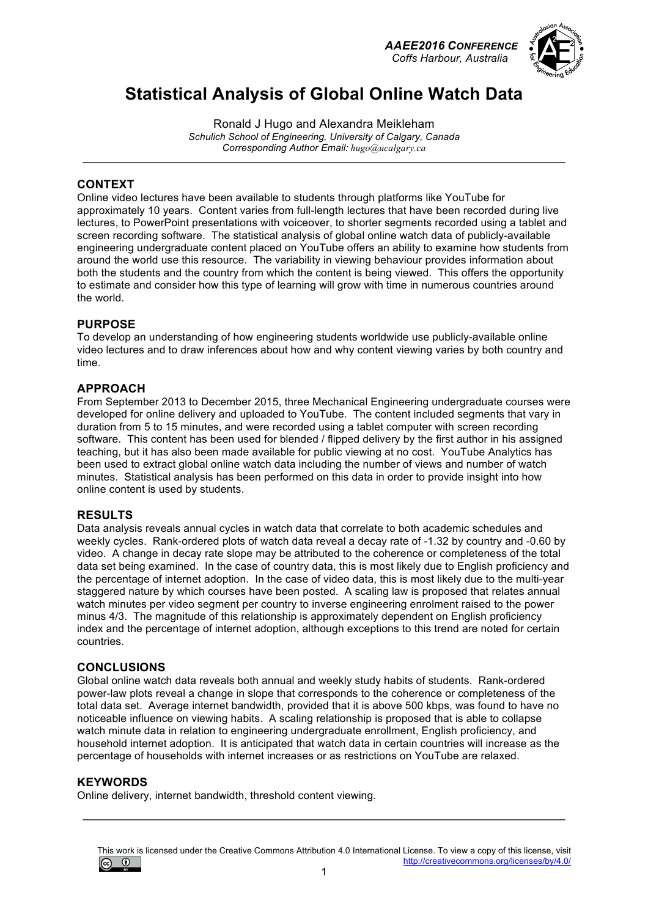# Statistical Analysis of Global Online Watch Data

Ronald J Hugo and Alexandra Meikleham

*Schulich School of Engineering, University of Calgary, Canada*

*Corresponding Author Email: hugo@ucalgary.ca*

---

## CONTEXT

Online video lectures have been available to students through platforms like YouTube for approximately 10 years. Content varies from full-length lectures that have been recorded during live lectures, to PowerPoint presentations with voiceover, to shorter segments recorded using a tablet and screen recording software. The statistical analysis of global online watch data of publicly-available engineering undergraduate content placed on YouTube offers an ability to examine how students from around the world use this resource. The variability in viewing behaviour provides information about both the students and the country from which the content is being viewed. This offers the opportunity to estimate and consider how this type of learning will grow with time in numerous countries around the world.

## PURPOSE

To develop an understanding of how engineering students worldwide use publicly-available online video lectures and to draw inferences about how and why content viewing varies by both country and time.

## APPROACH

From September 2013 to December 2015, three Mechanical Engineering undergraduate courses were developed for online delivery and uploaded to YouTube. The content included segments that vary in duration from 5 to 15 minutes, and were recorded using a tablet computer with screen recording software. This content has been used for blended / flipped delivery by the first author in his assigned teaching, but it has also been made available for public viewing at no cost. YouTube Analytics has been used to extract global online watch data including the number of views and number of watch minutes. Statistical analysis has been performed on this data in order to provide insight into how online content is used by students.

## RESULTS

Data analysis reveals annual cycles in watch data that correlate to both academic schedules and weekly cycles. Rank-ordered plots of watch data reveal a decay rate of -1.32 by country and -0.60 by video. A change in decay rate slope may be attributed to the coherence or completeness of the total data set being examined. In the case of country data, this is most likely due to English proficiency and the percentage of internet adoption. In the case of video data, this is most likely due to the multi-year staggered nature by which courses have been posted. A scaling law is proposed that relates annual watch minutes per video segment per country to inverse engineering enrolment raised to the power minus 4/3. The magnitude of this relationship is approximately dependent on English proficiency index and the percentage of internet adoption, although exceptions to this trend are noted for certain countries.

## CONCLUSIONS

Global online watch data reveals both annual and weekly study habits of students. Rank-ordered power-law plots reveal a change in slope that corresponds to the coherence or completeness of the total data set. Average internet bandwidth, provided that it is above 500 kbps, was found to have no noticeable influence on viewing habits. A scaling relationship is proposed that is able to collapse watch minute data in relation to engineering undergraduate enrollment, English proficiency, and household internet adoption. It is anticipated that watch data in certain countries will increase as the percentage of households with internet increases or as restrictions on YouTube are relaxed.

## KEYWORDS

Online delivery, internet bandwidth, threshold content viewing.

---

This work is licensed under the Creative Commons Attribution 4.0 International License. To view a copy of this license, visit http://creativecommons.org/licenses/by/4.0/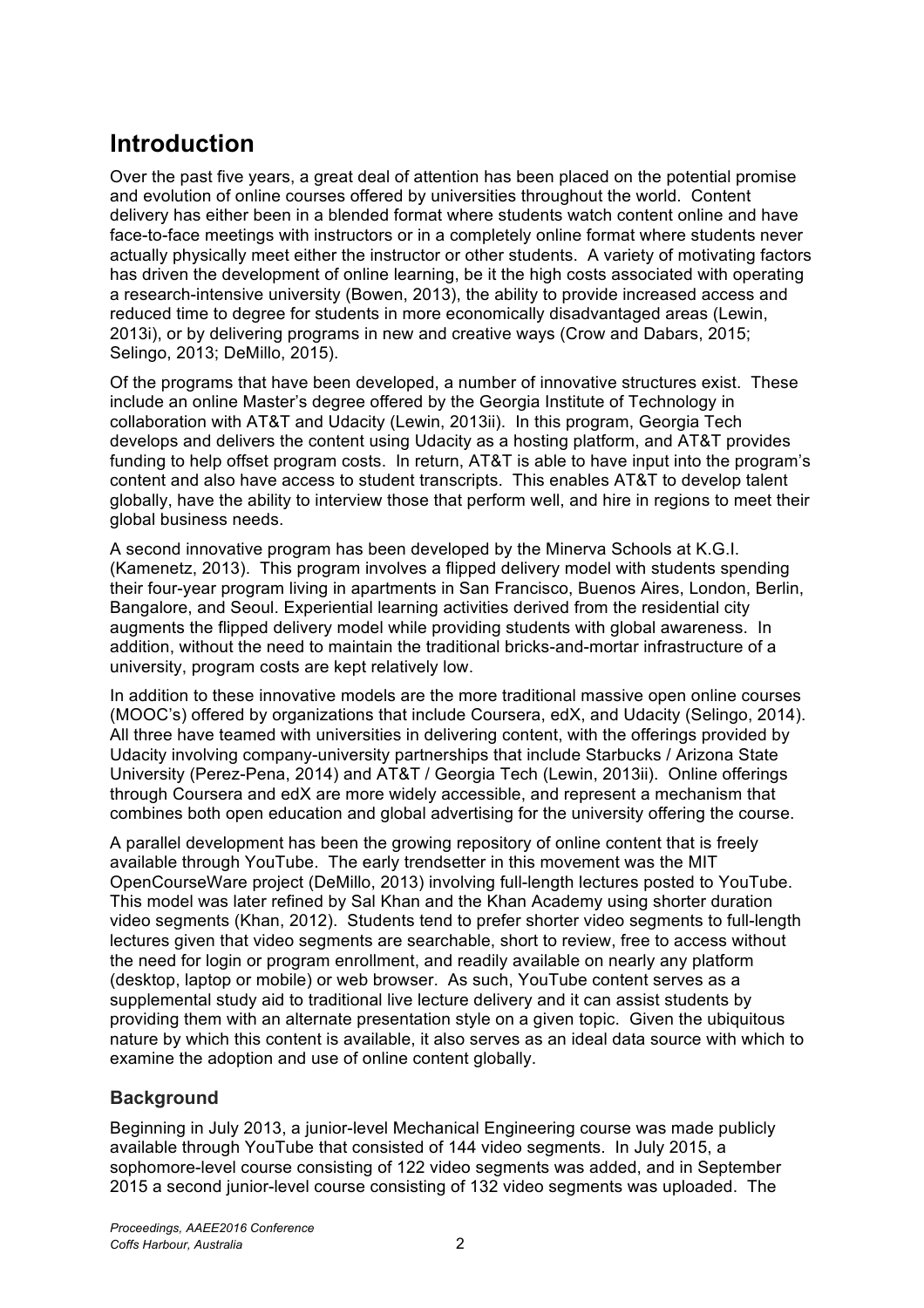# Introduction

Over the past five years, a great deal of attention has been placed on the potential promise and evolution of online courses offered by universities throughout the world. Content delivery has either been in a blended format where students watch content online and have face-to-face meetings with instructors or in a completely online format where students never actually physically meet either the instructor or other students. A variety of motivating factors has driven the development of online learning, be it the high costs associated with operating a research-intensive university (Bowen, 2013), the ability to provide increased access and reduced time to degree for students in more economically disadvantaged areas (Lewin, 2013i), or by delivering programs in new and creative ways (Crow and Dabars, 2015; Selingo, 2013; DeMillo, 2015).

Of the programs that have been developed, a number of innovative structures exist. These include an online Master's degree offered by the Georgia Institute of Technology in collaboration with AT&T and Udacity (Lewin, 2013ii). In this program, Georgia Tech develops and delivers the content using Udacity as a hosting platform, and AT&T provides funding to help offset program costs. In return, AT&T is able to have input into the program's content and also have access to student transcripts. This enables AT&T to develop talent globally, have the ability to interview those that perform well, and hire in regions to meet their global business needs.

A second innovative program has been developed by the Minerva Schools at K.G.I. (Kamenetz, 2013). This program involves a flipped delivery model with students spending their four-year program living in apartments in San Francisco, Buenos Aires, London, Berlin, Bangalore, and Seoul. Experiential learning activities derived from the residential city augments the flipped delivery model while providing students with global awareness. In addition, without the need to maintain the traditional bricks-and-mortar infrastructure of a university, program costs are kept relatively low.

In addition to these innovative models are the more traditional massive open online courses (MOOC's) offered by organizations that include Coursera, edX, and Udacity (Selingo, 2014). All three have teamed with universities in delivering content, with the offerings provided by Udacity involving company-university partnerships that include Starbucks / Arizona State University (Perez-Pena, 2014) and AT&T / Georgia Tech (Lewin, 2013ii). Online offerings through Coursera and edX are more widely accessible, and represent a mechanism that combines both open education and global advertising for the university offering the course.

A parallel development has been the growing repository of online content that is freely available through YouTube. The early trendsetter in this movement was the MIT OpenCourseWare project (DeMillo, 2013) involving full-length lectures posted to YouTube. This model was later refined by Sal Khan and the Khan Academy using shorter duration video segments (Khan, 2012). Students tend to prefer shorter video segments to full-length lectures given that video segments are searchable, short to review, free to access without the need for login or program enrollment, and readily available on nearly any platform (desktop, laptop or mobile) or web browser. As such, YouTube content serves as a supplemental study aid to traditional live lecture delivery and it can assist students by providing them with an alternate presentation style on a given topic. Given the ubiquitous nature by which this content is available, it also serves as an ideal data source with which to examine the adoption and use of online content globally.

## Background

Beginning in July 2013, a junior-level Mechanical Engineering course was made publicly available through YouTube that consisted of 144 video segments. In July 2015, a sophomore-level course consisting of 122 video segments was added, and in September 2015 a second junior-level course consisting of 132 video segments was uploaded. The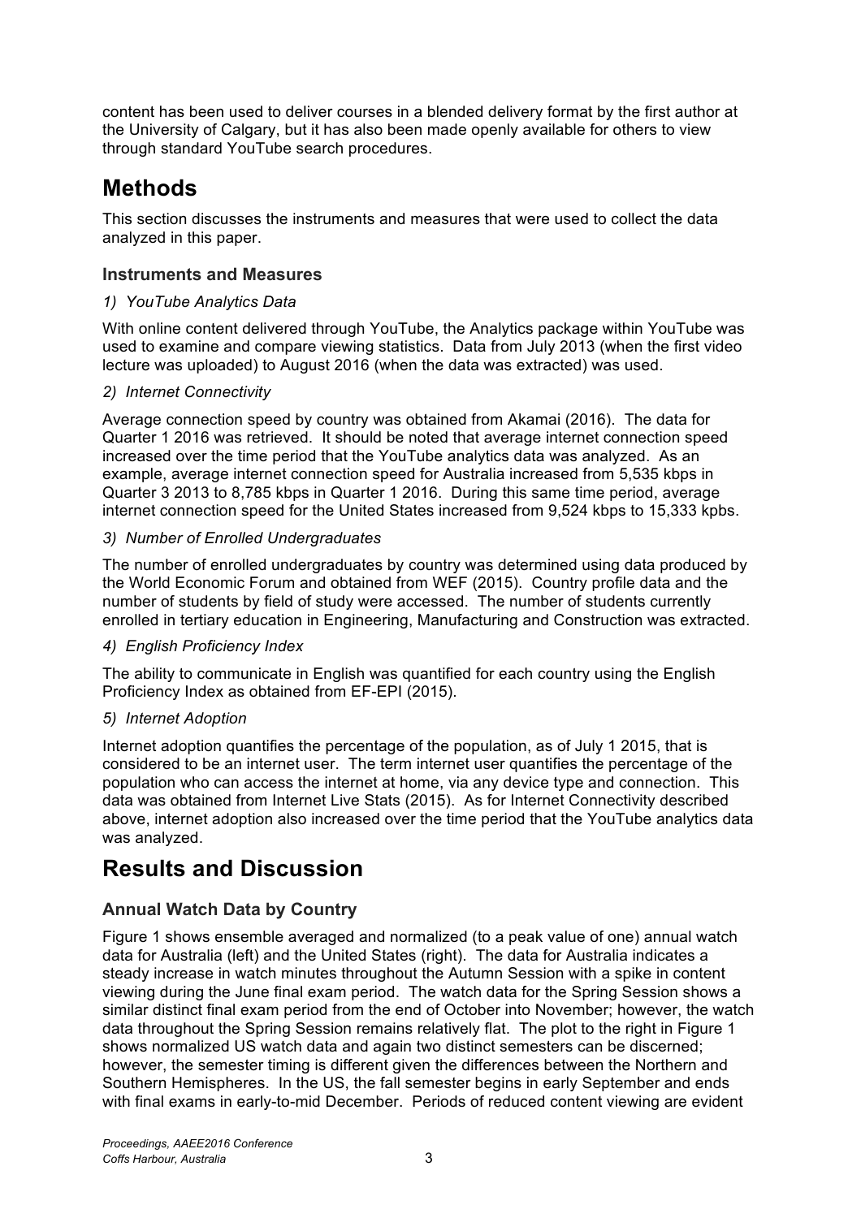content has been used to deliver courses in a blended delivery format by the first author at the University of Calgary, but it has also been made openly available for others to view through standard YouTube search procedures.

# Methods

This section discusses the instruments and measures that were used to collect the data analyzed in this paper.

### Instruments and Measures

*1) YouTube Analytics Data*

With online content delivered through YouTube, the Analytics package within YouTube was used to examine and compare viewing statistics. Data from July 2013 (when the first video lecture was uploaded) to August 2016 (when the data was extracted) was used.

*2) Internet Connectivity*

Average connection speed by country was obtained from Akamai (2016). The data for Quarter 1 2016 was retrieved. It should be noted that average internet connection speed increased over the time period that the YouTube analytics data was analyzed. As an example, average internet connection speed for Australia increased from 5,535 kbps in Quarter 3 2013 to 8,785 kbps in Quarter 1 2016. During this same time period, average internet connection speed for the United States increased from 9,524 kbps to 15,333 kpbs.

*3) Number of Enrolled Undergraduates*

The number of enrolled undergraduates by country was determined using data produced by the World Economic Forum and obtained from WEF (2015). Country profile data and the number of students by field of study were accessed. The number of students currently enrolled in tertiary education in Engineering, Manufacturing and Construction was extracted.

*4) English Proficiency Index*

The ability to communicate in English was quantified for each country using the English Proficiency Index as obtained from EF-EPI (2015).

*5) Internet Adoption*

Internet adoption quantifies the percentage of the population, as of July 1 2015, that is considered to be an internet user. The term internet user quantifies the percentage of the population who can access the internet at home, via any device type and connection. This data was obtained from Internet Live Stats (2015). As for Internet Connectivity described above, internet adoption also increased over the time period that the YouTube analytics data was analyzed.

# Results and Discussion

### Annual Watch Data by Country

Figure 1 shows ensemble averaged and normalized (to a peak value of one) annual watch data for Australia (left) and the United States (right). The data for Australia indicates a steady increase in watch minutes throughout the Autumn Session with a spike in content viewing during the June final exam period. The watch data for the Spring Session shows a similar distinct final exam period from the end of October into November; however, the watch data throughout the Spring Session remains relatively flat. The plot to the right in Figure 1 shows normalized US watch data and again two distinct semesters can be discerned; however, the semester timing is different given the differences between the Northern and Southern Hemispheres. In the US, the fall semester begins in early September and ends with final exams in early-to-mid December. Periods of reduced content viewing are evident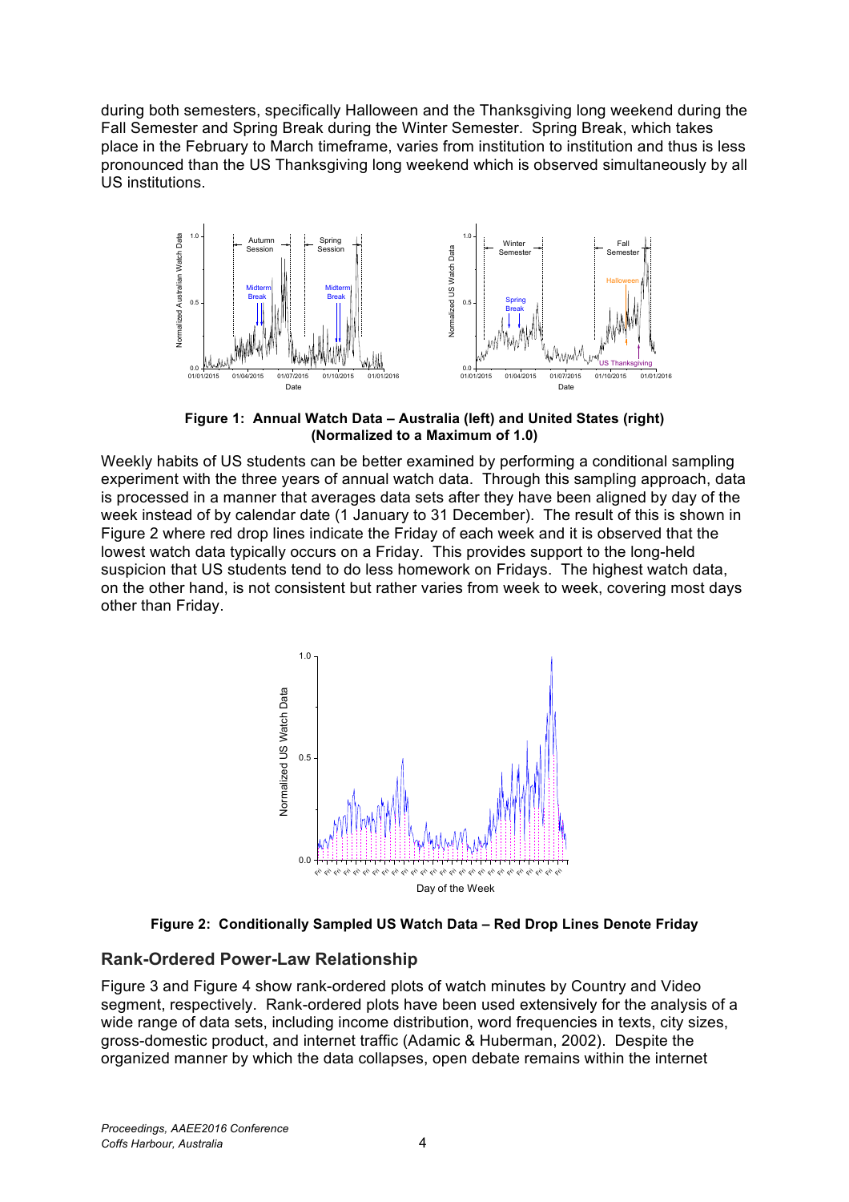during both semesters, specifically Halloween and the Thanksgiving long weekend during the Fall Semester and Spring Break during the Winter Semester. Spring Break, which takes place in the February to March timeframe, varies from institution to institution and thus is less pronounced than the US Thanksgiving long weekend which is observed simultaneously by all US institutions.

**Figure 1: Annual Watch Data – Australia (left) and United States (right) (Normalized to a Maximum of 1.0)**

Weekly habits of US students can be better examined by performing a conditional sampling experiment with the three years of annual watch data. Through this sampling approach, data is processed in a manner that averages data sets after they have been aligned by day of the week instead of by calendar date (1 January to 31 December). The result of this is shown in Figure 2 where red drop lines indicate the Friday of each week and it is observed that the lowest watch data typically occurs on a Friday. This provides support to the long-held suspicion that US students tend to do less homework on Fridays. The highest watch data, on the other hand, is not consistent but rather varies from week to week, covering most days other than Friday.

**Figure 2: Conditionally Sampled US Watch Data – Red Drop Lines Denote Friday**

## Rank-Ordered Power-Law Relationship

Figure 3 and Figure 4 show rank-ordered plots of watch minutes by Country and Video segment, respectively. Rank-ordered plots have been used extensively for the analysis of a wide range of data sets, including income distribution, word frequencies in texts, city sizes, gross-domestic product, and internet traffic (Adamic & Huberman, 2002). Despite the organized manner by which the data collapses, open debate remains within the internet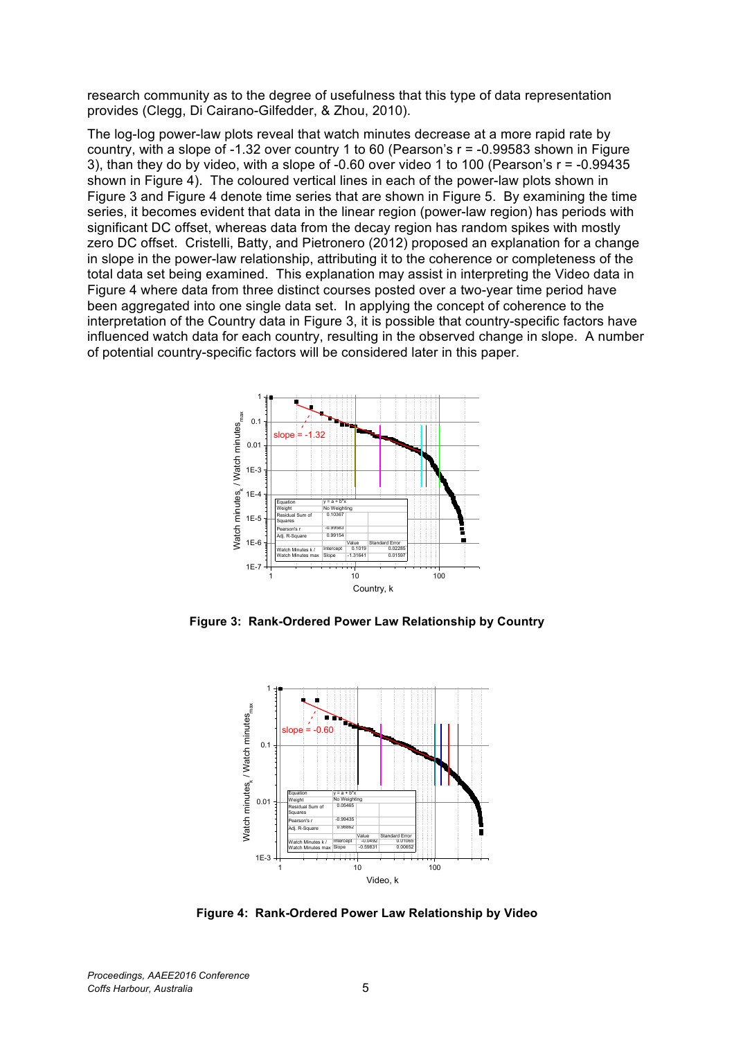research community as to the degree of usefulness that this type of data representation provides (Clegg, Di Cairano-Gilfedder, & Zhou, 2010).

The log-log power-law plots reveal that watch minutes decrease at a more rapid rate by country, with a slope of -1.32 over country 1 to 60 (Pearson's r = -0.99583 shown in Figure 3), than they do by video, with a slope of -0.60 over video 1 to 100 (Pearson's r = -0.99435 shown in Figure 4). The coloured vertical lines in each of the power-law plots shown in Figure 3 and Figure 4 denote time series that are shown in Figure 5. By examining the time series, it becomes evident that data in the linear region (power-law region) has periods with significant DC offset, whereas data from the decay region has random spikes with mostly zero DC offset. Cristelli, Batty, and Pietronero (2012) proposed an explanation for a change in slope in the power-law relationship, attributing it to the coherence or completeness of the total data set being examined. This explanation may assist in interpreting the Video data in Figure 4 where data from three distinct courses posted over a two-year time period have been aggregated into one single data set. In applying the concept of coherence to the interpretation of the Country data in Figure 3, it is possible that country-specific factors have influenced watch data for each country, resulting in the observed change in slope. A number of potential country-specific factors will be considered later in this paper.

**Figure 3: Rank-Ordered Power Law Relationship by Country**

**Figure 4: Rank-Ordered Power Law Relationship by Video**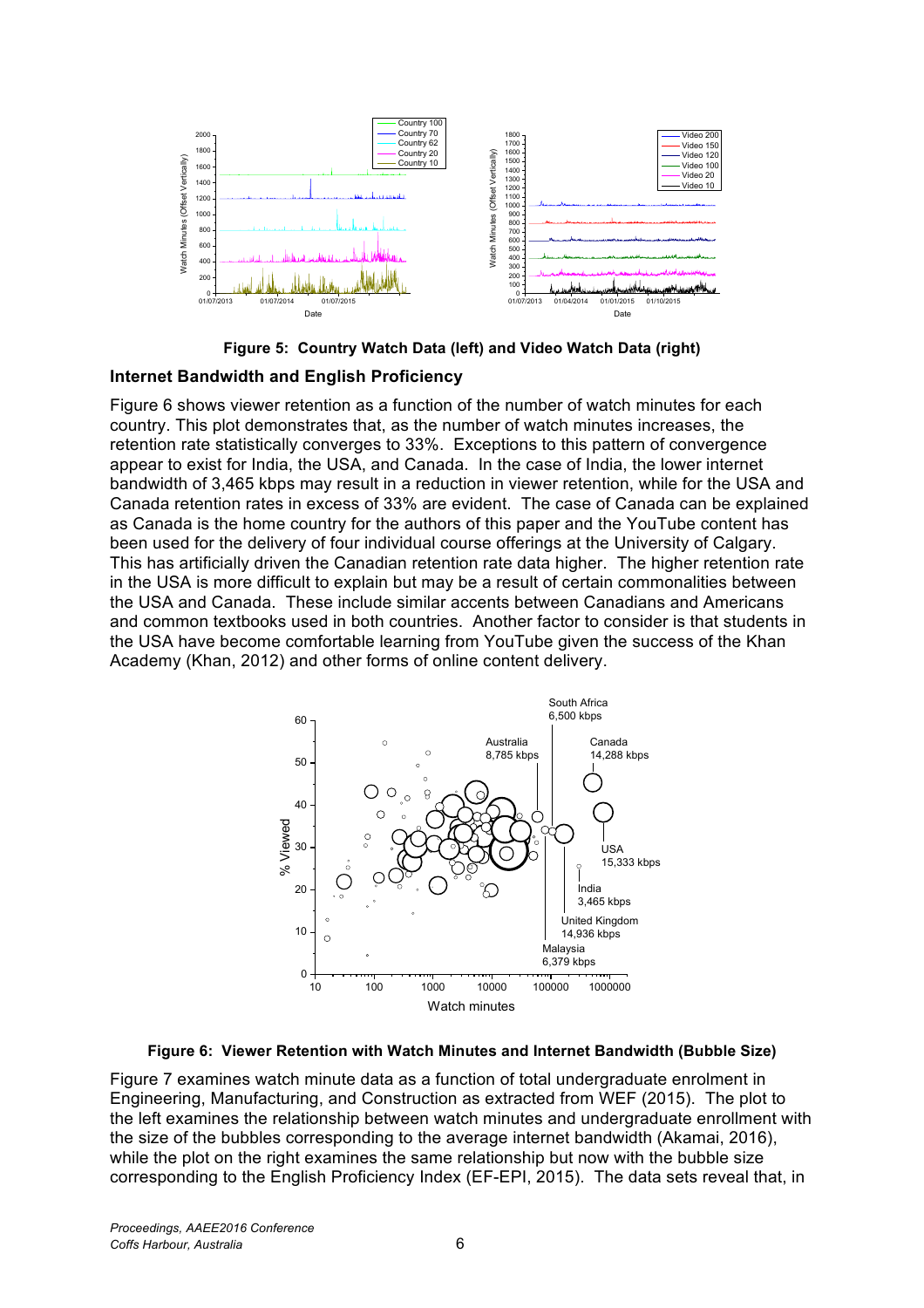**Figure 5: Country Watch Data (left) and Video Watch Data (right)**

## Internet Bandwidth and English Proficiency

Figure 6 shows viewer retention as a function of the number of watch minutes for each country. This plot demonstrates that, as the number of watch minutes increases, the retention rate statistically converges to 33%. Exceptions to this pattern of convergence appear to exist for India, the USA, and Canada. In the case of India, the lower internet bandwidth of 3,465 kbps may result in a reduction in viewer retention, while for the USA and Canada retention rates in excess of 33% are evident. The case of Canada can be explained as Canada is the home country for the authors of this paper and the YouTube content has been used for the delivery of four individual course offerings at the University of Calgary. This has artificially driven the Canadian retention rate data higher. The higher retention rate in the USA is more difficult to explain but may be a result of certain commonalities between the USA and Canada. These include similar accents between Canadians and Americans and common textbooks used in both countries. Another factor to consider is that students in the USA have become comfortable learning from YouTube given the success of the Khan Academy (Khan, 2012) and other forms of online content delivery.

**Figure 6: Viewer Retention with Watch Minutes and Internet Bandwidth (Bubble Size)**

Figure 7 examines watch minute data as a function of total undergraduate enrolment in Engineering, Manufacturing, and Construction as extracted from WEF (2015). The plot to the left examines the relationship between watch minutes and undergraduate enrollment with the size of the bubbles corresponding to the average internet bandwidth (Akamai, 2016), while the plot on the right examines the same relationship but now with the bubble size corresponding to the English Proficiency Index (EF-EPI, 2015). The data sets reveal that, in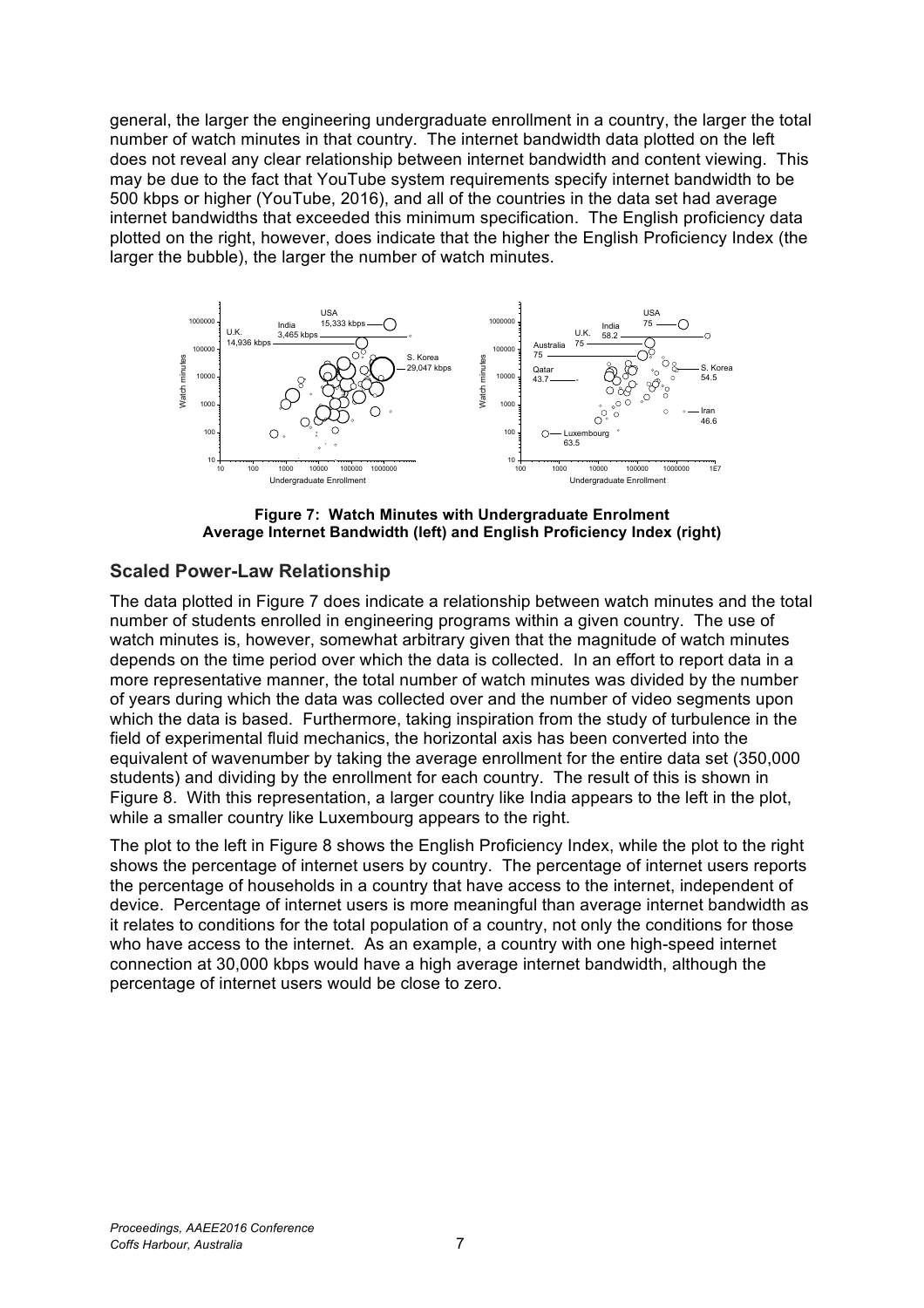general, the larger the engineering undergraduate enrollment in a country, the larger the total number of watch minutes in that country. The internet bandwidth data plotted on the left does not reveal any clear relationship between internet bandwidth and content viewing. This may be due to the fact that YouTube system requirements specify internet bandwidth to be 500 kbps or higher (YouTube, 2016), and all of the countries in the data set had average internet bandwidths that exceeded this minimum specification. The English proficiency data plotted on the right, however, does indicate that the higher the English Proficiency Index (the larger the bubble), the larger the number of watch minutes.

**Figure 7: Watch Minutes with Undergraduate Enrolment**
**Average Internet Bandwidth (left) and English Proficiency Index (right)**

## Scaled Power-Law Relationship

The data plotted in Figure 7 does indicate a relationship between watch minutes and the total number of students enrolled in engineering programs within a given country. The use of watch minutes is, however, somewhat arbitrary given that the magnitude of watch minutes depends on the time period over which the data is collected. In an effort to report data in a more representative manner, the total number of watch minutes was divided by the number of years during which the data was collected over and the number of video segments upon which the data is based. Furthermore, taking inspiration from the study of turbulence in the field of experimental fluid mechanics, the horizontal axis has been converted into the equivalent of wavenumber by taking the average enrollment for the entire data set (350,000 students) and dividing by the enrollment for each country. The result of this is shown in Figure 8. With this representation, a larger country like India appears to the left in the plot, while a smaller country like Luxembourg appears to the right.

The plot to the left in Figure 8 shows the English Proficiency Index, while the plot to the right shows the percentage of internet users by country. The percentage of internet users reports the percentage of households in a country that have access to the internet, independent of device. Percentage of internet users is more meaningful than average internet bandwidth as it relates to conditions for the total population of a country, not only the conditions for those who have access to the internet. As an example, a country with one high-speed internet connection at 30,000 kbps would have a high average internet bandwidth, although the percentage of internet users would be close to zero.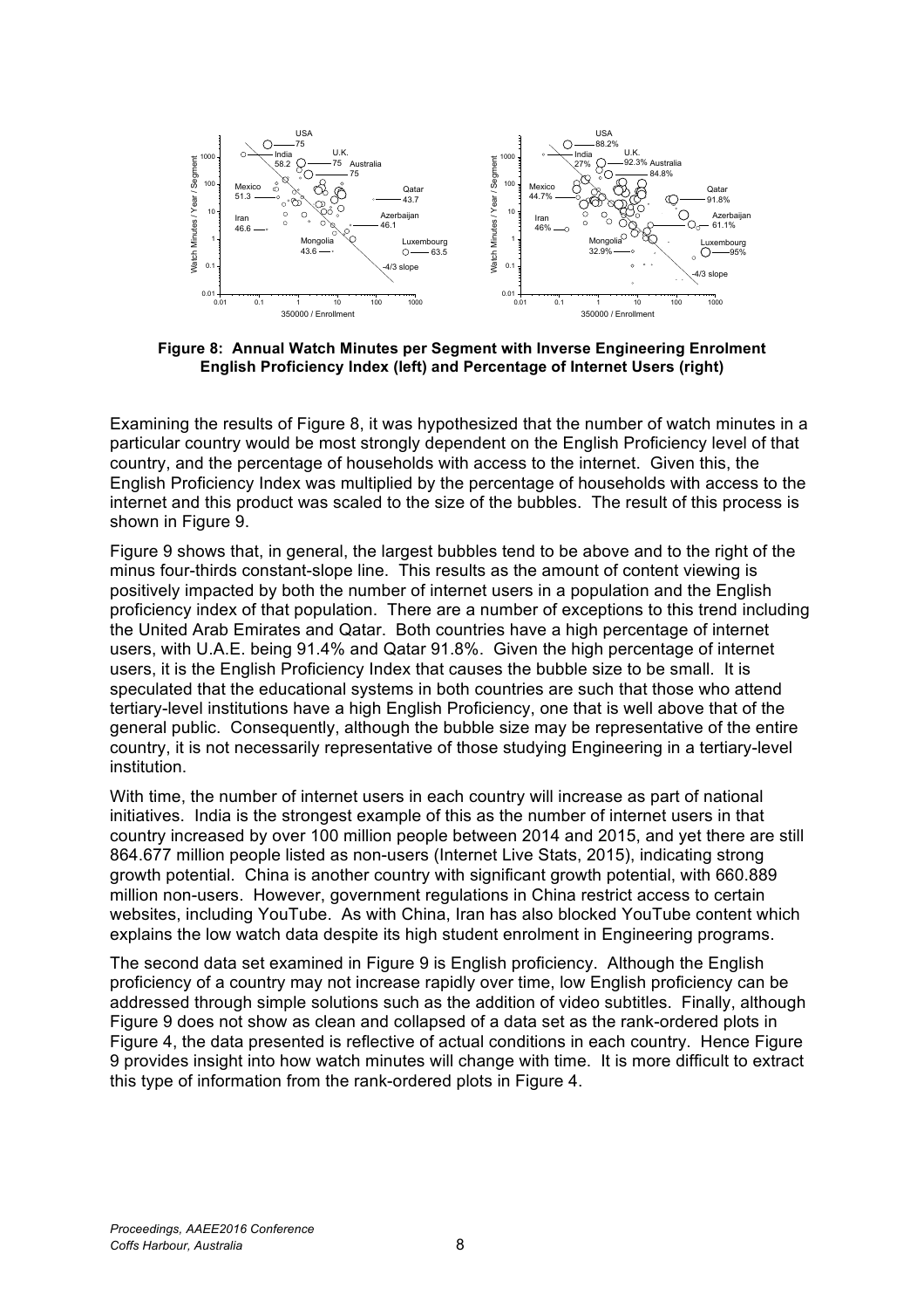**Figure 8: Annual Watch Minutes per Segment with Inverse Engineering Enrolment English Proficiency Index (left) and Percentage of Internet Users (right)**

Examining the results of Figure 8, it was hypothesized that the number of watch minutes in a particular country would be most strongly dependent on the English Proficiency level of that country, and the percentage of households with access to the internet. Given this, the English Proficiency Index was multiplied by the percentage of households with access to the internet and this product was scaled to the size of the bubbles. The result of this process is shown in Figure 9.

Figure 9 shows that, in general, the largest bubbles tend to be above and to the right of the minus four-thirds constant-slope line. This results as the amount of content viewing is positively impacted by both the number of internet users in a population and the English proficiency index of that population. There are a number of exceptions to this trend including the United Arab Emirates and Qatar. Both countries have a high percentage of internet users, with U.A.E. being 91.4% and Qatar 91.8%. Given the high percentage of internet users, it is the English Proficiency Index that causes the bubble size to be small. It is speculated that the educational systems in both countries are such that those who attend tertiary-level institutions have a high English Proficiency, one that is well above that of the general public. Consequently, although the bubble size may be representative of the entire country, it is not necessarily representative of those studying Engineering in a tertiary-level institution.

With time, the number of internet users in each country will increase as part of national initiatives. India is the strongest example of this as the number of internet users in that country increased by over 100 million people between 2014 and 2015, and yet there are still 864.677 million people listed as non-users (Internet Live Stats, 2015), indicating strong growth potential. China is another country with significant growth potential, with 660.889 million non-users. However, government regulations in China restrict access to certain websites, including YouTube. As with China, Iran has also blocked YouTube content which explains the low watch data despite its high student enrolment in Engineering programs.

The second data set examined in Figure 9 is English proficiency. Although the English proficiency of a country may not increase rapidly over time, low English proficiency can be addressed through simple solutions such as the addition of video subtitles. Finally, although Figure 9 does not show as clean and collapsed of a data set as the rank-ordered plots in Figure 4, the data presented is reflective of actual conditions in each country. Hence Figure 9 provides insight into how watch minutes will change with time. It is more difficult to extract this type of information from the rank-ordered plots in Figure 4.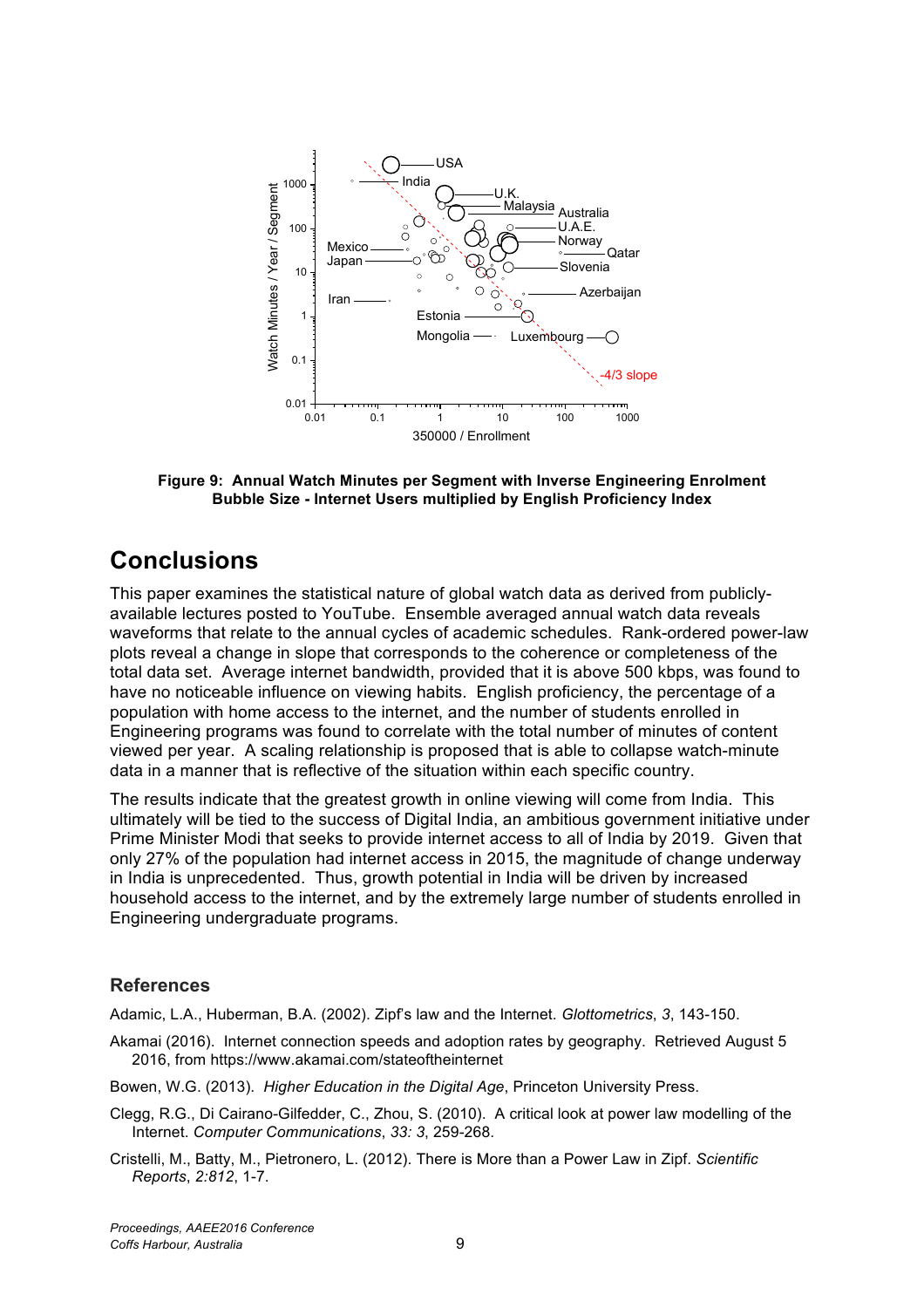**Figure 9: Annual Watch Minutes per Segment with Inverse Engineering Enrolment Bubble Size - Internet Users multiplied by English Proficiency Index**

## Conclusions

This paper examines the statistical nature of global watch data as derived from publicly-available lectures posted to YouTube. Ensemble averaged annual watch data reveals waveforms that relate to the annual cycles of academic schedules. Rank-ordered power-law plots reveal a change in slope that corresponds to the coherence or completeness of the total data set. Average internet bandwidth, provided that it is above 500 kbps, was found to have no noticeable influence on viewing habits. English proficiency, the percentage of a population with home access to the internet, and the number of students enrolled in Engineering programs was found to correlate with the total number of minutes of content viewed per year. A scaling relationship is proposed that is able to collapse watch-minute data in a manner that is reflective of the situation within each specific country.

The results indicate that the greatest growth in online viewing will come from India. This ultimately will be tied to the success of Digital India, an ambitious government initiative under Prime Minister Modi that seeks to provide internet access to all of India by 2019. Given that only 27% of the population had internet access in 2015, the magnitude of change underway in India is unprecedented. Thus, growth potential in India will be driven by increased household access to the internet, and by the extremely large number of students enrolled in Engineering undergraduate programs.

### References

Adamic, L.A., Huberman, B.A. (2002). Zipf's law and the Internet. *Glottometrics*, *3*, 143-150.

Akamai (2016). Internet connection speeds and adoption rates by geography. Retrieved August 5 2016, from https://www.akamai.com/stateoftheinternet

Bowen, W.G. (2013). *Higher Education in the Digital Age*, Princeton University Press.

Clegg, R.G., Di Cairano-Gilfedder, C., Zhou, S. (2010). A critical look at power law modelling of the Internet. *Computer Communications*, *33: 3*, 259-268.

Cristelli, M., Batty, M., Pietronero, L. (2012). There is More than a Power Law in Zipf. *Scientific Reports*, *2:812*, 1-7.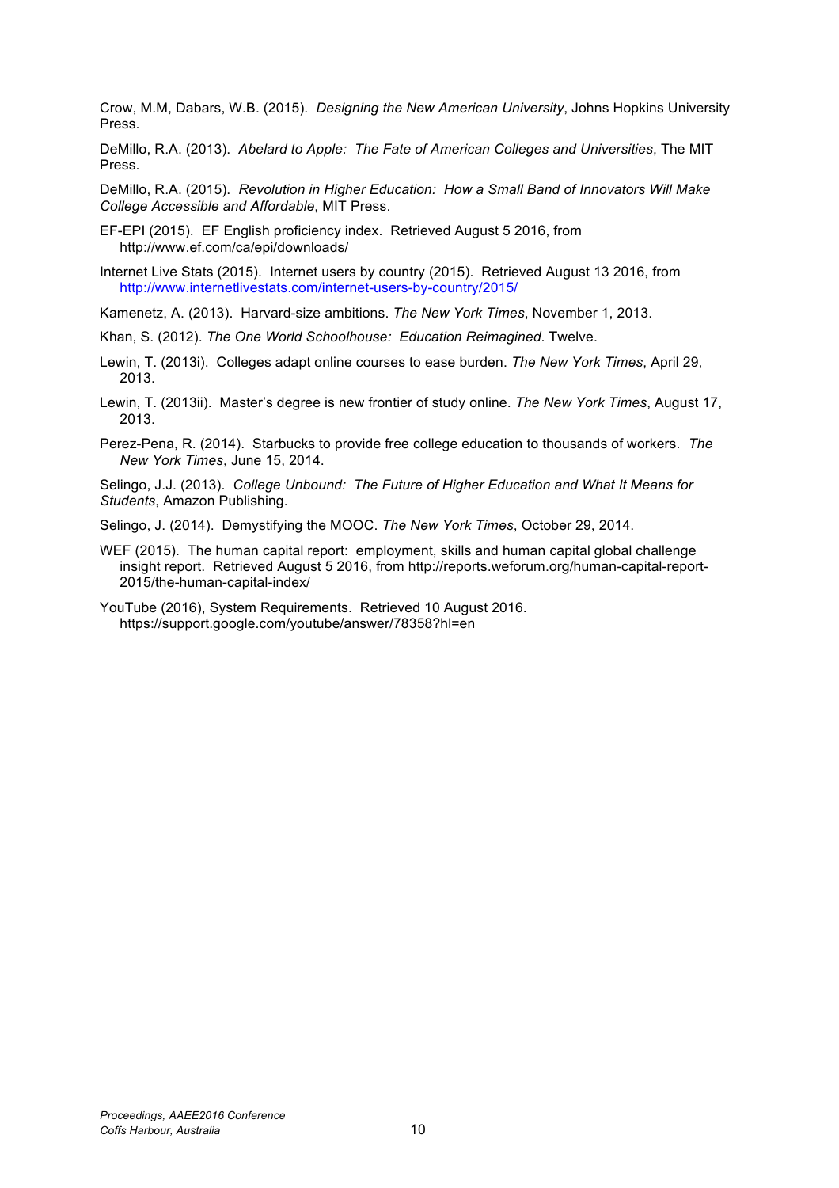Crow, M.M, Dabars, W.B. (2015). *Designing the New American University*, Johns Hopkins University Press.

DeMillo, R.A. (2013). *Abelard to Apple: The Fate of American Colleges and Universities*, The MIT Press.

DeMillo, R.A. (2015). *Revolution in Higher Education: How a Small Band of Innovators Will Make College Accessible and Affordable*, MIT Press.

EF-EPI (2015). EF English proficiency index. Retrieved August 5 2016, from http://www.ef.com/ca/epi/downloads/

Internet Live Stats (2015). Internet users by country (2015). Retrieved August 13 2016, from http://www.internetlivestats.com/internet-users-by-country/2015/

Kamenetz, A. (2013). Harvard-size ambitions. *The New York Times*, November 1, 2013.

Khan, S. (2012). *The One World Schoolhouse: Education Reimagined*. Twelve.

Lewin, T. (2013i). Colleges adapt online courses to ease burden. *The New York Times*, April 29, 2013.

Lewin, T. (2013ii). Master's degree is new frontier of study online. *The New York Times*, August 17, 2013.

Perez-Pena, R. (2014). Starbucks to provide free college education to thousands of workers. *The New York Times*, June 15, 2014.

Selingo, J.J. (2013). *College Unbound: The Future of Higher Education and What It Means for Students*, Amazon Publishing.

Selingo, J. (2014). Demystifying the MOOC. *The New York Times*, October 29, 2014.

WEF (2015). The human capital report: employment, skills and human capital global challenge insight report. Retrieved August 5 2016, from http://reports.weforum.org/human-capital-report-2015/the-human-capital-index/

YouTube (2016), System Requirements. Retrieved 10 August 2016. https://support.google.com/youtube/answer/78358?hl=en